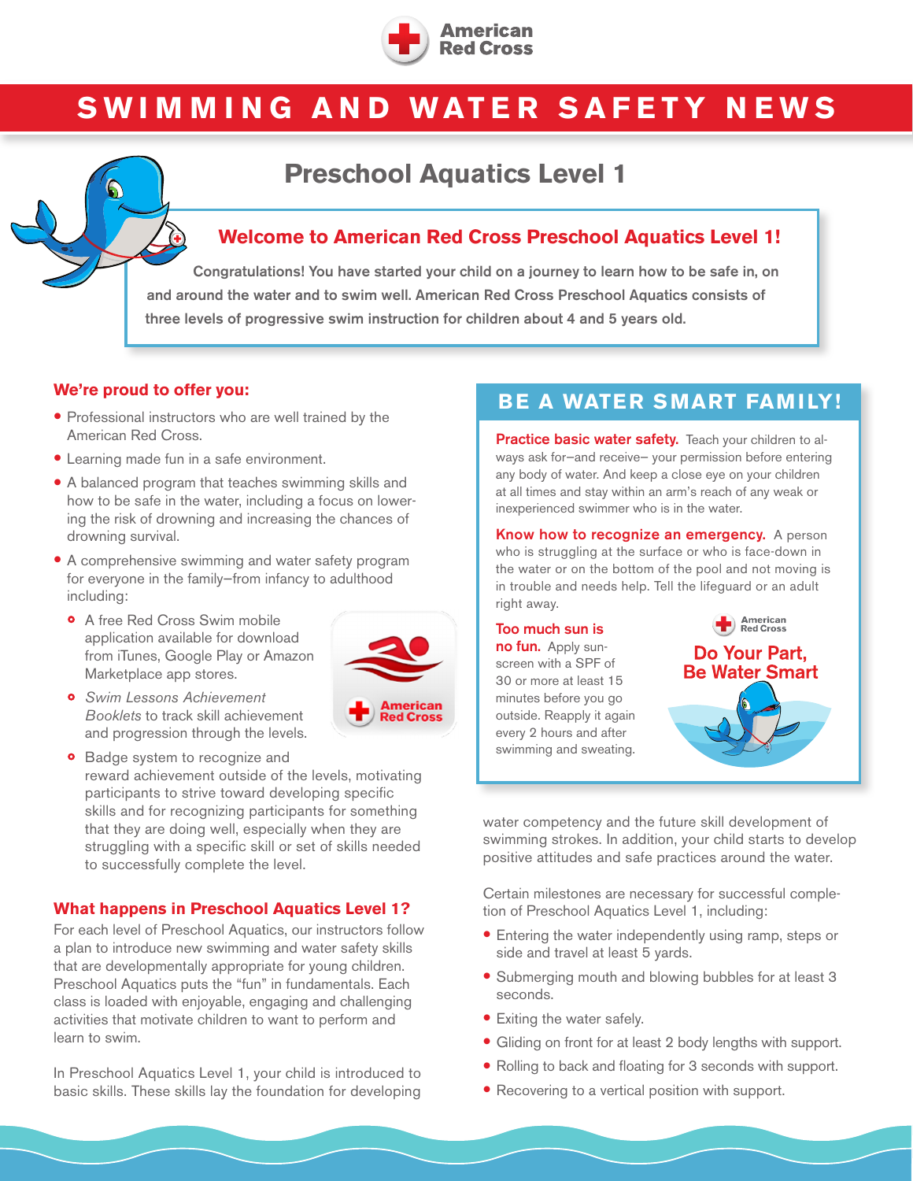# SWIMMING AND WATER SAFETY NEWS

## Preschool Aquatics Level 1

### Welcome to American Red Cross Preschool Aquatics Level 1!

Congratulations! You have started your child on a journey to learn how to be safe in, on and around the water and to swim well. American Red Cross Preschool Aquatics consists of three levels of progressive swim instruction for children about 4 and 5 years old.

### We're proud to offer you:

- Professional instructors who are well trained by the American Red Cross.
- Learning made fun in a safe environment.
- A balanced program that teaches swimming skills and how to be safe in the water, including a focus on lowering the risk of drowning and increasing the chances of drowning survival.
- A comprehensive swimming and water safety program for everyone in the family—from infancy to adulthood including:
  - A free Red Cross Swim mobile application available for download from iTunes, Google Play or Amazon Marketplace app stores.
  - *Swim Lessons Achievement Booklets* to track skill achievement and progression through the levels.
  - Badge system to recognize and reward achievement outside of the levels, motivating participants to strive toward developing specific skills and for recognizing participants for something that they are doing well, especially when they are struggling with a specific skill or set of skills needed to successfully complete the level.

### What happens in Preschool Aquatics Level 1?

For each level of Preschool Aquatics, our instructors follow a plan to introduce new swimming and water safety skills that are developmentally appropriate for young children. Preschool Aquatics puts the "fun" in fundamentals. Each class is loaded with enjoyable, engaging and challenging activities that motivate children to want to perform and learn to swim.

In Preschool Aquatics Level 1, your child is introduced to basic skills. These skills lay the foundation for developing water competency and the future skill development of swimming strokes. In addition, your child starts to develop positive attitudes and safe practices around the water.

Certain milestones are necessary for successful completion of Preschool Aquatics Level 1, including:

- Entering the water independently using ramp, steps or side and travel at least 5 yards.
- Submerging mouth and blowing bubbles for at least 3 seconds.
- Exiting the water safely.
- Gliding on front for at least 2 body lengths with support.
- Rolling to back and floating for 3 seconds with support.
- Recovering to a vertical position with support.

## BE A WATER SMART FAMILY!

**Practice basic water safety.** Teach your children to always ask for—and receive— your permission before entering any body of water. And keep a close eye on your children at all times and stay within an arm's reach of any weak or inexperienced swimmer who is in the water.

**Know how to recognize an emergency.** A person who is struggling at the surface or who is face-down in the water or on the bottom of the pool and not moving is in trouble and needs help. Tell the lifeguard or an adult right away.

**Too much sun is no fun.** Apply sunscreen with a SPF of 30 or more at least 15 minutes before you go outside. Reapply it again every 2 hours and after swimming and sweating.

**Do Your Part, Be Water Smart**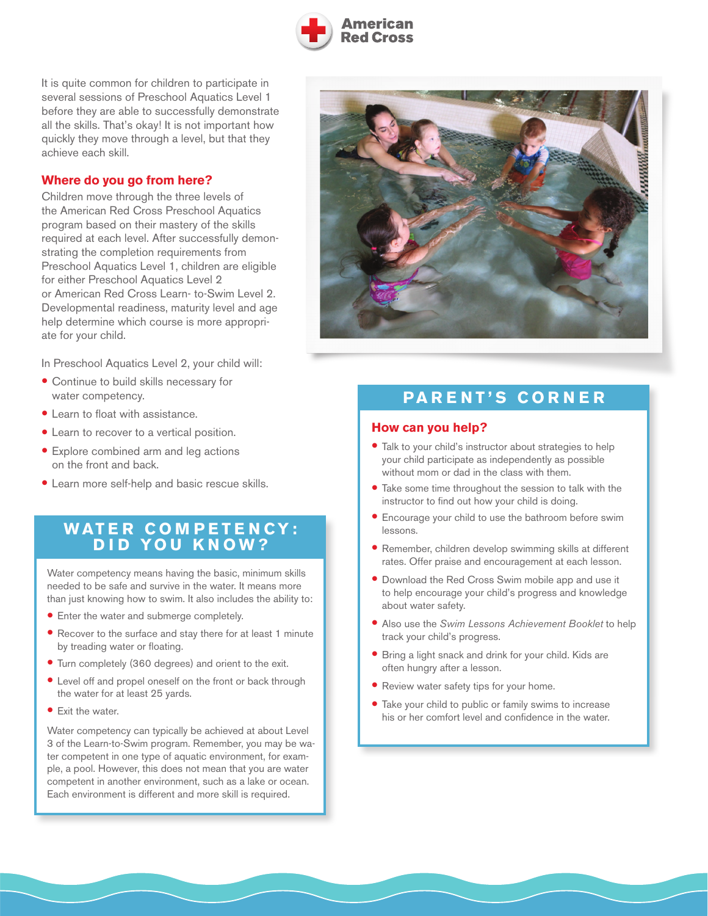It is quite common for children to participate in several sessions of Preschool Aquatics Level 1 before they are able to successfully demonstrate all the skills. That's okay! It is not important how quickly they move through a level, but that they achieve each skill.

## Where do you go from here?

Children move through the three levels of the American Red Cross Preschool Aquatics program based on their mastery of the skills required at each level. After successfully demonstrating the completion requirements from Preschool Aquatics Level 1, children are eligible for either Preschool Aquatics Level 2 or American Red Cross Learn- to-Swim Level 2. Developmental readiness, maturity level and age help determine which course is more appropriate for your child.

In Preschool Aquatics Level 2, your child will:

- Continue to build skills necessary for water competency.
- Learn to float with assistance.
- Learn to recover to a vertical position.
- Explore combined arm and leg actions on the front and back.
- Learn more self-help and basic rescue skills.

## WATER COMPETENCY: DID YOU KNOW?

Water competency means having the basic, minimum skills needed to be safe and survive in the water. It means more than just knowing how to swim. It also includes the ability to:

- Enter the water and submerge completely.
- Recover to the surface and stay there for at least 1 minute by treading water or floating.
- Turn completely (360 degrees) and orient to the exit.
- Level off and propel oneself on the front or back through the water for at least 25 yards.
- Exit the water.

Water competency can typically be achieved at about Level 3 of the Learn-to-Swim program. Remember, you may be water competent in one type of aquatic environment, for example, a pool. However, this does not mean that you are water competent in another environment, such as a lake or ocean. Each environment is different and more skill is required.

## PARENT'S CORNER

### How can you help?

- Talk to your child's instructor about strategies to help your child participate as independently as possible without mom or dad in the class with them.
- Take some time throughout the session to talk with the instructor to find out how your child is doing.
- Encourage your child to use the bathroom before swim lessons.
- Remember, children develop swimming skills at different rates. Offer praise and encouragement at each lesson.
- Download the Red Cross Swim mobile app and use it to help encourage your child's progress and knowledge about water safety.
- Also use the *Swim Lessons Achievement Booklet* to help track your child's progress.
- Bring a light snack and drink for your child. Kids are often hungry after a lesson.
- Review water safety tips for your home.
- Take your child to public or family swims to increase his or her comfort level and confidence in the water.